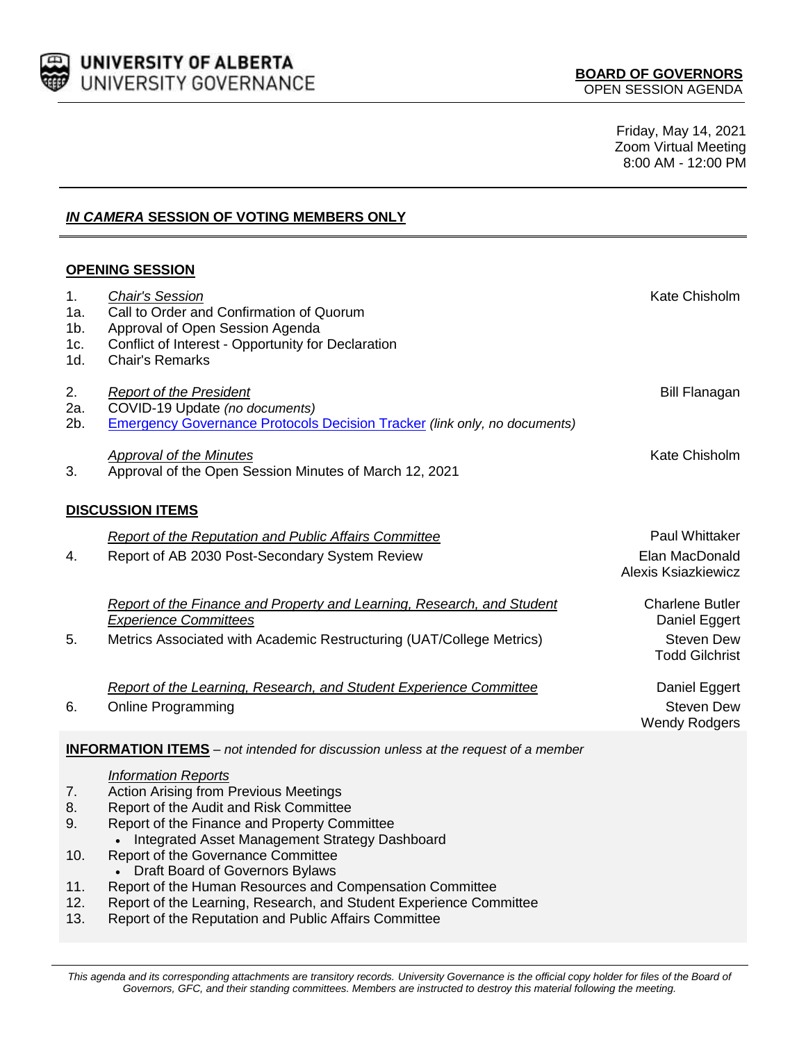UNIVERSITY OF ALBERTA
UNIVERSITY GOVERNANCE

**BOARD OF GOVERNORS**
OPEN SESSION AGENDA

Friday, May 14, 2021
Zoom Virtual Meeting
8:00 AM - 12:00 PM

## *IN CAMERA* SESSION OF VOTING MEMBERS ONLY

## OPENING SESSION

1. *Chair's Session* — Kate Chisholm
   - 1a. Call to Order and Confirmation of Quorum
   - 1b. Approval of Open Session Agenda
   - 1c. Conflict of Interest - Opportunity for Declaration
   - 1d. Chair's Remarks

2. *Report of the President* — Bill Flanagan
   - 2a. COVID-19 Update *(no documents)*
   - 2b. Emergency Governance Protocols Decision Tracker *(link only, no documents)*

*Approval of the Minutes* — Kate Chisholm

3. Approval of the Open Session Minutes of March 12, 2021

## DISCUSSION ITEMS

*Report of the Reputation and Public Affairs Committee* — Paul Whittaker

4. Report of AB 2030 Post-Secondary System Review — Elan MacDonald, Alexis Ksiazkiewicz

*Report of the Finance and Property and Learning, Research, and Student Experience Committees* — Charlene Butler, Daniel Eggert

5. Metrics Associated with Academic Restructuring (UAT/College Metrics) — Steven Dew, Todd Gilchrist

*Report of the Learning, Research, and Student Experience Committee* — Daniel Eggert

6. Online Programming — Steven Dew, Wendy Rodgers

## INFORMATION ITEMS – *not intended for discussion unless at the request of a member*

*Information Reports*

7. Action Arising from Previous Meetings
8. Report of the Audit and Risk Committee
9. Report of the Finance and Property Committee
   - Integrated Asset Management Strategy Dashboard
10. Report of the Governance Committee
    - Draft Board of Governors Bylaws
11. Report of the Human Resources and Compensation Committee
12. Report of the Learning, Research, and Student Experience Committee
13. Report of the Reputation and Public Affairs Committee

*This agenda and its corresponding attachments are transitory records. University Governance is the official copy holder for files of the Board of Governors, GFC, and their standing committees. Members are instructed to destroy this material following the meeting.*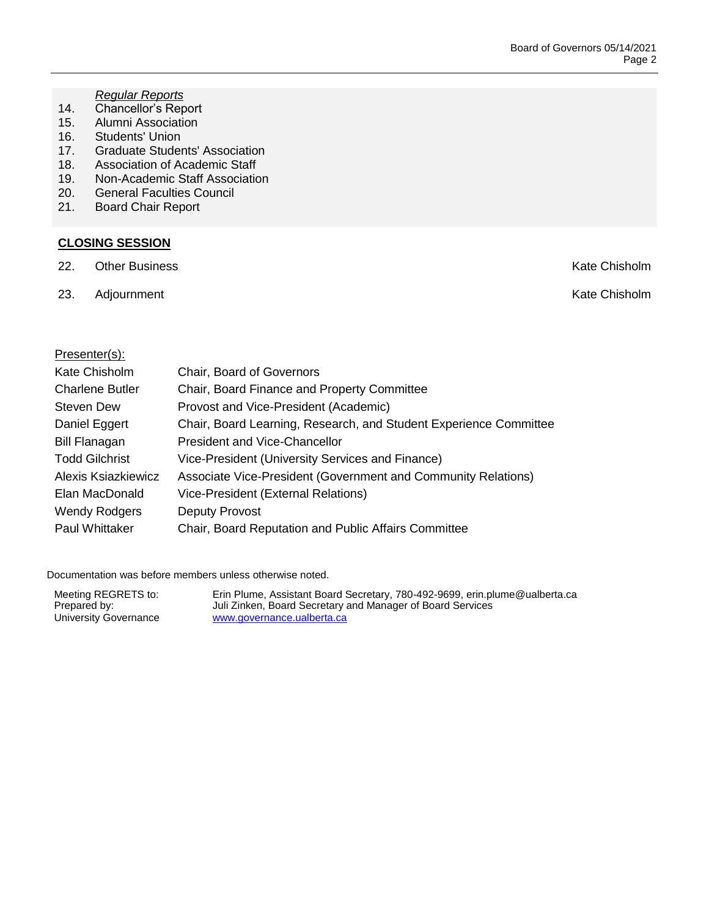*Regular Reports*

14. Chancellor's Report
15. Alumni Association
16. Students' Union
17. Graduate Students' Association
18. Association of Academic Staff
19. Non-Academic Staff Association
20. General Faculties Council
21. Board Chair Report

**CLOSING SESSION**

22. Other Business — Kate Chisholm

23. Adjournment — Kate Chisholm

Presenter(s):

| | |
|---|---|
| Kate Chisholm | Chair, Board of Governors |
| Charlene Butler | Chair, Board Finance and Property Committee |
| Steven Dew | Provost and Vice-President (Academic) |
| Daniel Eggert | Chair, Board Learning, Research, and Student Experience Committee |
| Bill Flanagan | President and Vice-Chancellor |
| Todd Gilchrist | Vice-President (University Services and Finance) |
| Alexis Ksiazkiewicz | Associate Vice-President (Government and Community Relations) |
| Elan MacDonald | Vice-President (External Relations) |
| Wendy Rodgers | Deputy Provost |
| Paul Whittaker | Chair, Board Reputation and Public Affairs Committee |

Documentation was before members unless otherwise noted.

| | |
|---|---|
| Meeting REGRETS to: | Erin Plume, Assistant Board Secretary, 780-492-9699, erin.plume@ualberta.ca |
| Prepared by: | Juli Zinken, Board Secretary and Manager of Board Services |
| University Governance | www.governance.ualberta.ca |